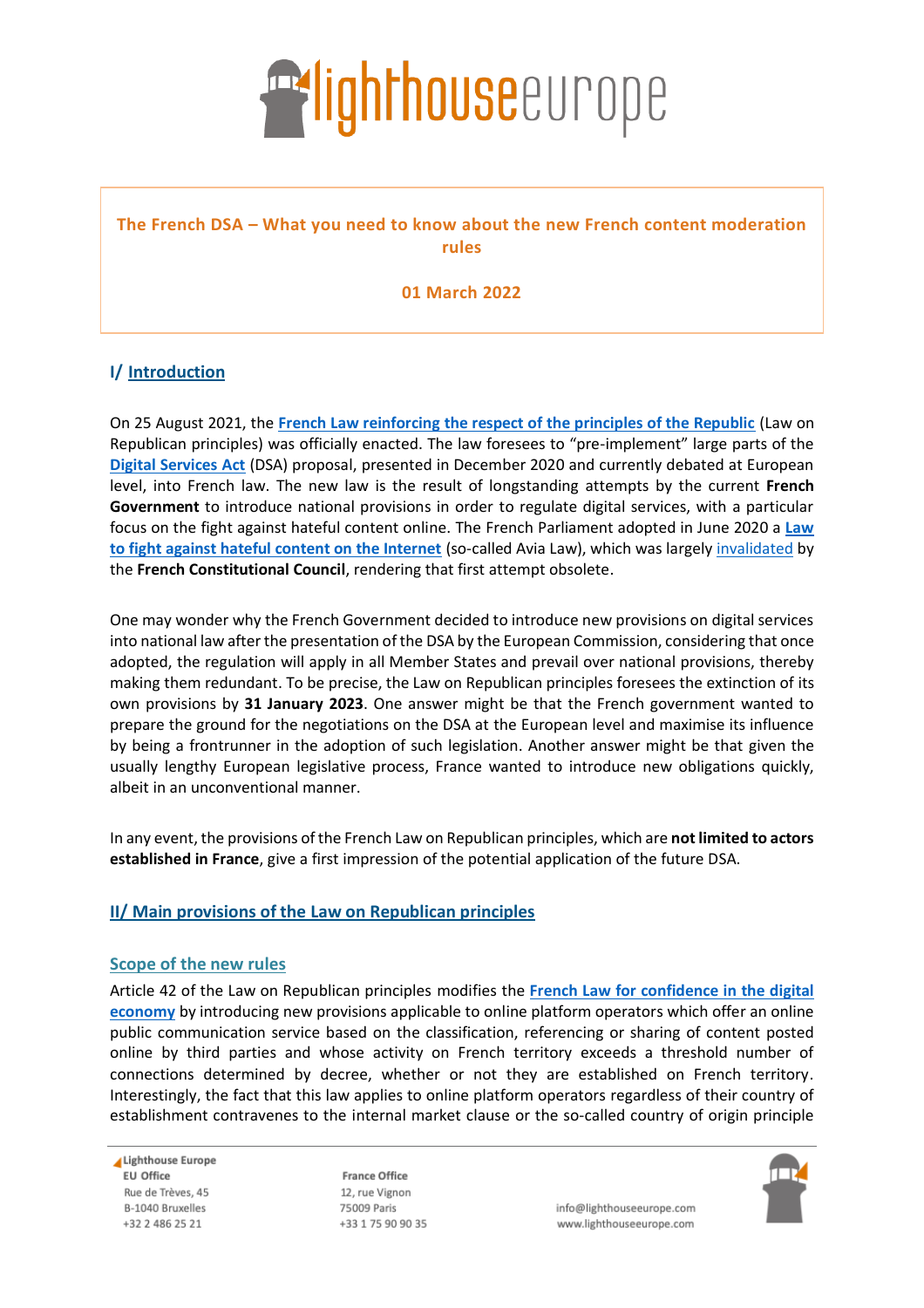# The French DSA – What you need to know about the new French content moderation rules

**01 March 2022**

## I/ Introduction

On 25 August 2021, the **French Law reinforcing the respect of the principles of the Republic** (Law on Republican principles) was officially enacted. The law foresees to "pre-implement" large parts of the **Digital Services Act** (DSA) proposal, presented in December 2020 and currently debated at European level, into French law. The new law is the result of longstanding attempts by the current **French Government** to introduce national provisions in order to regulate digital services, with a particular focus on the fight against hateful content online. The French Parliament adopted in June 2020 a **Law to fight against hateful content on the Internet** (so-called Avia Law), which was largely invalidated by the **French Constitutional Council**, rendering that first attempt obsolete.

One may wonder why the French Government decided to introduce new provisions on digital services into national law after the presentation of the DSA by the European Commission, considering that once adopted, the regulation will apply in all Member States and prevail over national provisions, thereby making them redundant. To be precise, the Law on Republican principles foresees the extinction of its own provisions by **31 January 2023**. One answer might be that the French government wanted to prepare the ground for the negotiations on the DSA at the European level and maximise its influence by being a frontrunner in the adoption of such legislation. Another answer might be that given the usually lengthy European legislative process, France wanted to introduce new obligations quickly, albeit in an unconventional manner.

In any event, the provisions of the French Law on Republican principles, which are **not limited to actors established in France**, give a first impression of the potential application of the future DSA.

## II/ Main provisions of the Law on Republican principles

### Scope of the new rules

Article 42 of the Law on Republican principles modifies the **French Law for confidence in the digital economy** by introducing new provisions applicable to online platform operators which offer an online public communication service based on the classification, referencing or sharing of content posted online by third parties and whose activity on French territory exceeds a threshold number of connections determined by decree, whether or not they are established on French territory. Interestingly, the fact that this law applies to online platform operators regardless of their country of establishment contravenes to the internal market clause or the so-called country of origin principle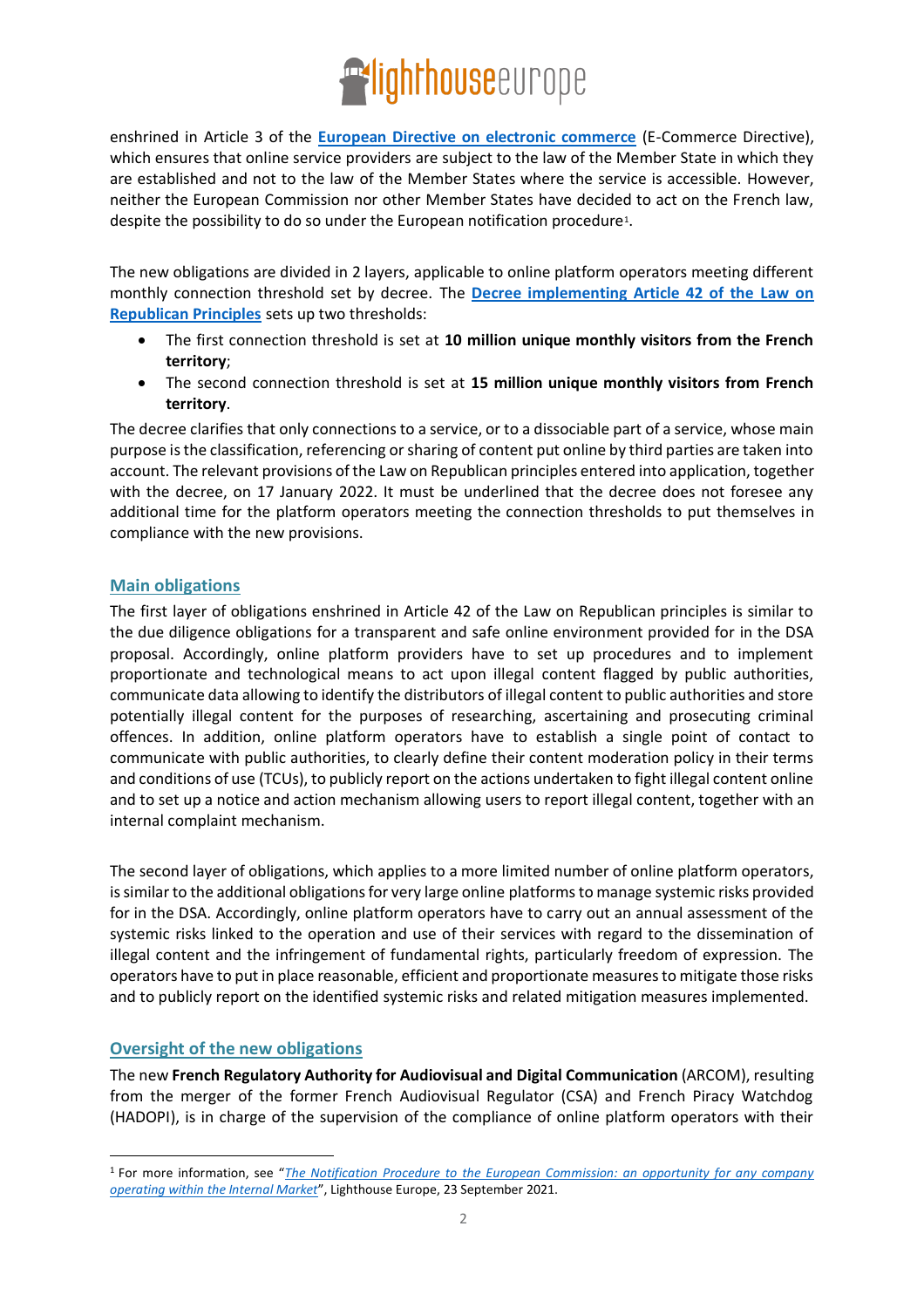enshrined in Article 3 of the **European Directive on electronic commerce** (E-Commerce Directive), which ensures that online service providers are subject to the law of the Member State in which they are established and not to the law of the Member States where the service is accessible. However, neither the European Commission nor other Member States have decided to act on the French law, despite the possibility to do so under the European notification procedure[1].

The new obligations are divided in 2 layers, applicable to online platform operators meeting different monthly connection threshold set by decree. The **Decree implementing Article 42 of the Law on Republican Principles** sets up two thresholds:

- The first connection threshold is set at **10 million unique monthly visitors from the French territory**;
- The second connection threshold is set at **15 million unique monthly visitors from French territory**.

The decree clarifies that only connections to a service, or to a dissociable part of a service, whose main purpose is the classification, referencing or sharing of content put online by third parties are taken into account. The relevant provisions of the Law on Republican principles entered into application, together with the decree, on 17 January 2022. It must be underlined that the decree does not foresee any additional time for the platform operators meeting the connection thresholds to put themselves in compliance with the new provisions.

## Main obligations

The first layer of obligations enshrined in Article 42 of the Law on Republican principles is similar to the due diligence obligations for a transparent and safe online environment provided for in the DSA proposal. Accordingly, online platform providers have to set up procedures and to implement proportionate and technological means to act upon illegal content flagged by public authorities, communicate data allowing to identify the distributors of illegal content to public authorities and store potentially illegal content for the purposes of researching, ascertaining and prosecuting criminal offences. In addition, online platform operators have to establish a single point of contact to communicate with public authorities, to clearly define their content moderation policy in their terms and conditions of use (TCUs), to publicly report on the actions undertaken to fight illegal content online and to set up a notice and action mechanism allowing users to report illegal content, together with an internal complaint mechanism.

The second layer of obligations, which applies to a more limited number of online platform operators, is similar to the additional obligations for very large online platforms to manage systemic risks provided for in the DSA. Accordingly, online platform operators have to carry out an annual assessment of the systemic risks linked to the operation and use of their services with regard to the dissemination of illegal content and the infringement of fundamental rights, particularly freedom of expression. The operators have to put in place reasonable, efficient and proportionate measures to mitigate those risks and to publicly report on the identified systemic risks and related mitigation measures implemented.

## Oversight of the new obligations

The new **French Regulatory Authority for Audiovisual and Digital Communication** (ARCOM), resulting from the merger of the former French Audiovisual Regulator (CSA) and French Piracy Watchdog (HADOPI), is in charge of the supervision of the compliance of online platform operators with their

[1] For more information, see "*The Notification Procedure to the European Commission: an opportunity for any company operating within the Internal Market*", Lighthouse Europe, 23 September 2021.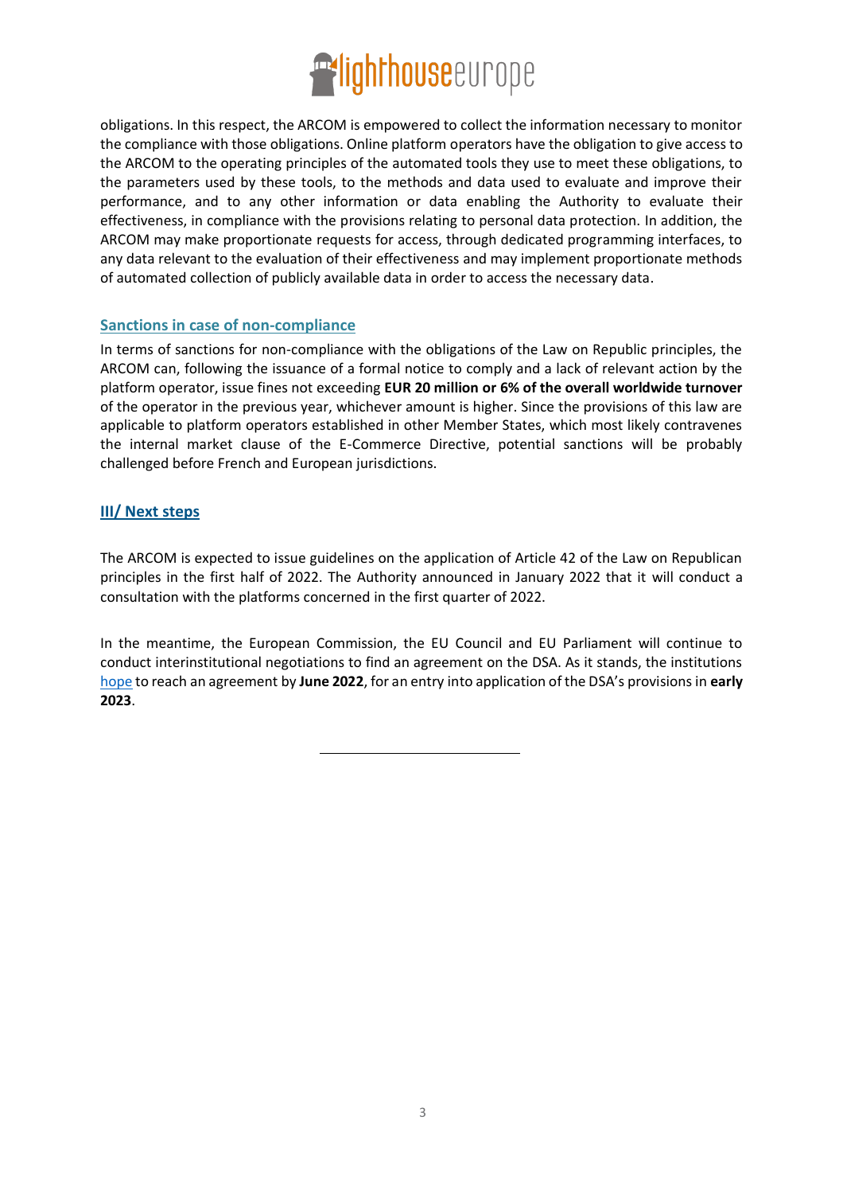obligations. In this respect, the ARCOM is empowered to collect the information necessary to monitor the compliance with those obligations. Online platform operators have the obligation to give access to the ARCOM to the operating principles of the automated tools they use to meet these obligations, to the parameters used by these tools, to the methods and data used to evaluate and improve their performance, and to any other information or data enabling the Authority to evaluate their effectiveness, in compliance with the provisions relating to personal data protection. In addition, the ARCOM may make proportionate requests for access, through dedicated programming interfaces, to any data relevant to the evaluation of their effectiveness and may implement proportionate methods of automated collection of publicly available data in order to access the necessary data.

### Sanctions in case of non-compliance

In terms of sanctions for non-compliance with the obligations of the Law on Republic principles, the ARCOM can, following the issuance of a formal notice to comply and a lack of relevant action by the platform operator, issue fines not exceeding **EUR 20 million or 6% of the overall worldwide turnover** of the operator in the previous year, whichever amount is higher. Since the provisions of this law are applicable to platform operators established in other Member States, which most likely contravenes the internal market clause of the E-Commerce Directive, potential sanctions will be probably challenged before French and European jurisdictions.

## III/ Next steps

The ARCOM is expected to issue guidelines on the application of Article 42 of the Law on Republican principles in the first half of 2022. The Authority announced in January 2022 that it will conduct a consultation with the platforms concerned in the first quarter of 2022.

In the meantime, the European Commission, the EU Council and EU Parliament will continue to conduct interinstitutional negotiations to find an agreement on the DSA. As it stands, the institutions hope to reach an agreement by **June 2022**, for an entry into application of the DSA's provisions in **early 2023**.